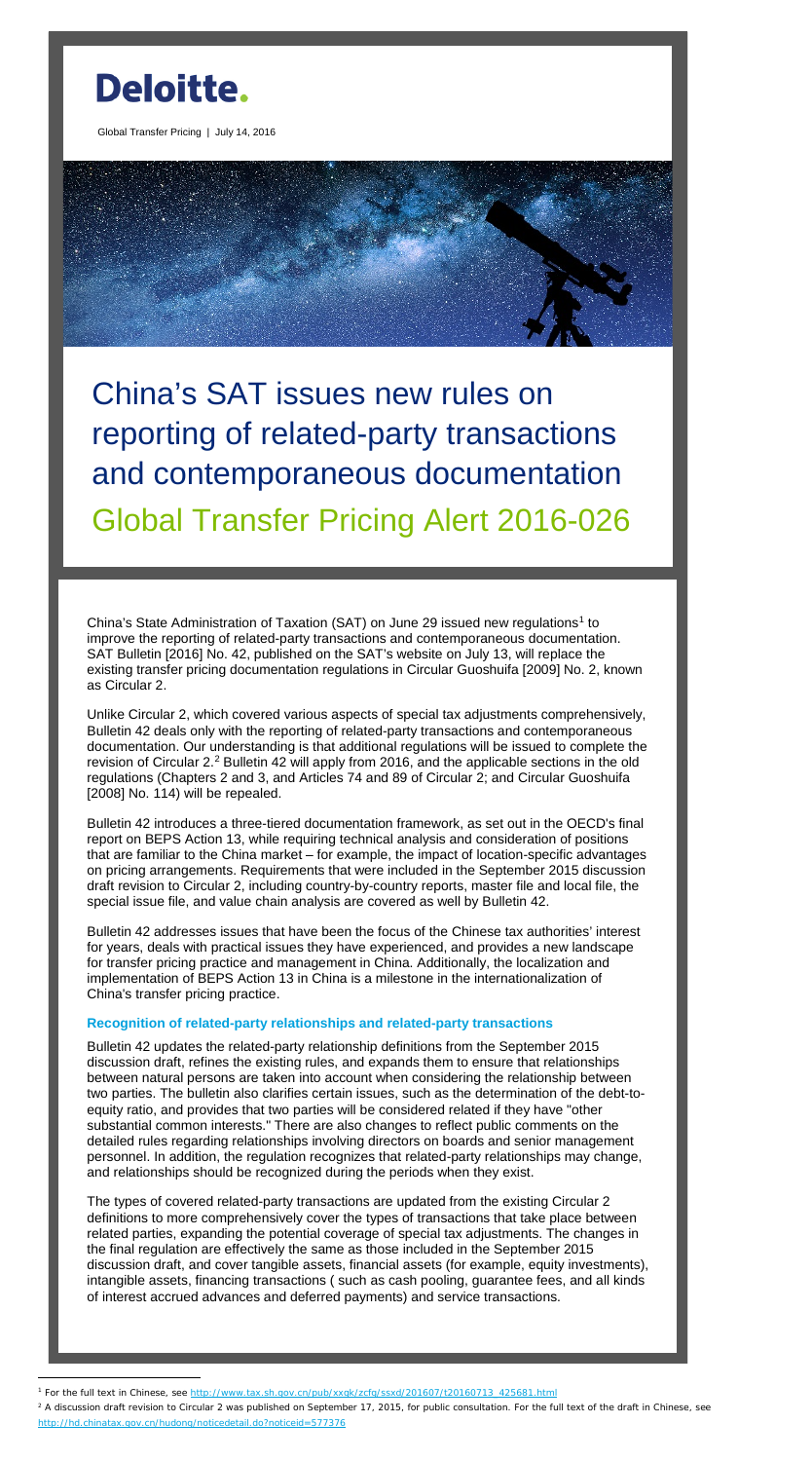Deloitte.

Global Transfer Pricing | July 14, 2016

# China's SAT issues new rules on reporting of related-party transactions and contemporaneous documentation

## Global Transfer Pricing Alert 2016-026

China's State Administration of Taxation (SAT) on June 29 issued new regulations[1] to improve the reporting of related-party transactions and contemporaneous documentation. SAT Bulletin [2016] No. 42, published on the SAT's website on July 13, will replace the existing transfer pricing documentation regulations in Circular Guoshuifa [2009] No. 2, known as Circular 2.

Unlike Circular 2, which covered various aspects of special tax adjustments comprehensively, Bulletin 42 deals only with the reporting of related-party transactions and contemporaneous documentation. Our understanding is that additional regulations will be issued to complete the revision of Circular 2.[2] Bulletin 42 will apply from 2016, and the applicable sections in the old regulations (Chapters 2 and 3, and Articles 74 and 89 of Circular 2; and Circular Guoshuifa [2008] No. 114) will be repealed.

Bulletin 42 introduces a three-tiered documentation framework, as set out in the OECD's final report on BEPS Action 13, while requiring technical analysis and consideration of positions that are familiar to the China market – for example, the impact of location-specific advantages on pricing arrangements. Requirements that were included in the September 2015 discussion draft revision to Circular 2, including country-by-country reports, master file and local file, the special issue file, and value chain analysis are covered as well by Bulletin 42.

Bulletin 42 addresses issues that have been the focus of the Chinese tax authorities' interest for years, deals with practical issues they have experienced, and provides a new landscape for transfer pricing practice and management in China. Additionally, the localization and implementation of BEPS Action 13 in China is a milestone in the internationalization of China's transfer pricing practice.

### Recognition of related-party relationships and related-party transactions

Bulletin 42 updates the related-party relationship definitions from the September 2015 discussion draft, refines the existing rules, and expands them to ensure that relationships between natural persons are taken into account when considering the relationship between two parties. The bulletin also clarifies certain issues, such as the determination of the debt-to-equity ratio, and provides that two parties will be considered related if they have "other substantial common interests." There are also changes to reflect public comments on the detailed rules regarding relationships involving directors on boards and senior management personnel. In addition, the regulation recognizes that related-party relationships may change, and relationships should be recognized during the periods when they exist.

The types of covered related-party transactions are updated from the existing Circular 2 definitions to more comprehensively cover the types of transactions that take place between related parties, expanding the potential coverage of special tax adjustments. The changes in the final regulation are effectively the same as those included in the September 2015 discussion draft, and cover tangible assets, financial assets (for example, equity investments), intangible assets, financing transactions ( such as cash pooling, guarantee fees, and all kinds of interest accrued advances and deferred payments) and service transactions.

---

[1] For the full text in Chinese, see http://www.tax.sh.gov.cn/pub/xxgk/zcfg/ssxd/201607/t20160713_425681.html

[2] A discussion draft revision to Circular 2 was published on September 17, 2015, for public consultation. For the full text of the draft in Chinese, see http://hd.chinatax.gov.cn/hudong/noticedetail.do?noticeid=577376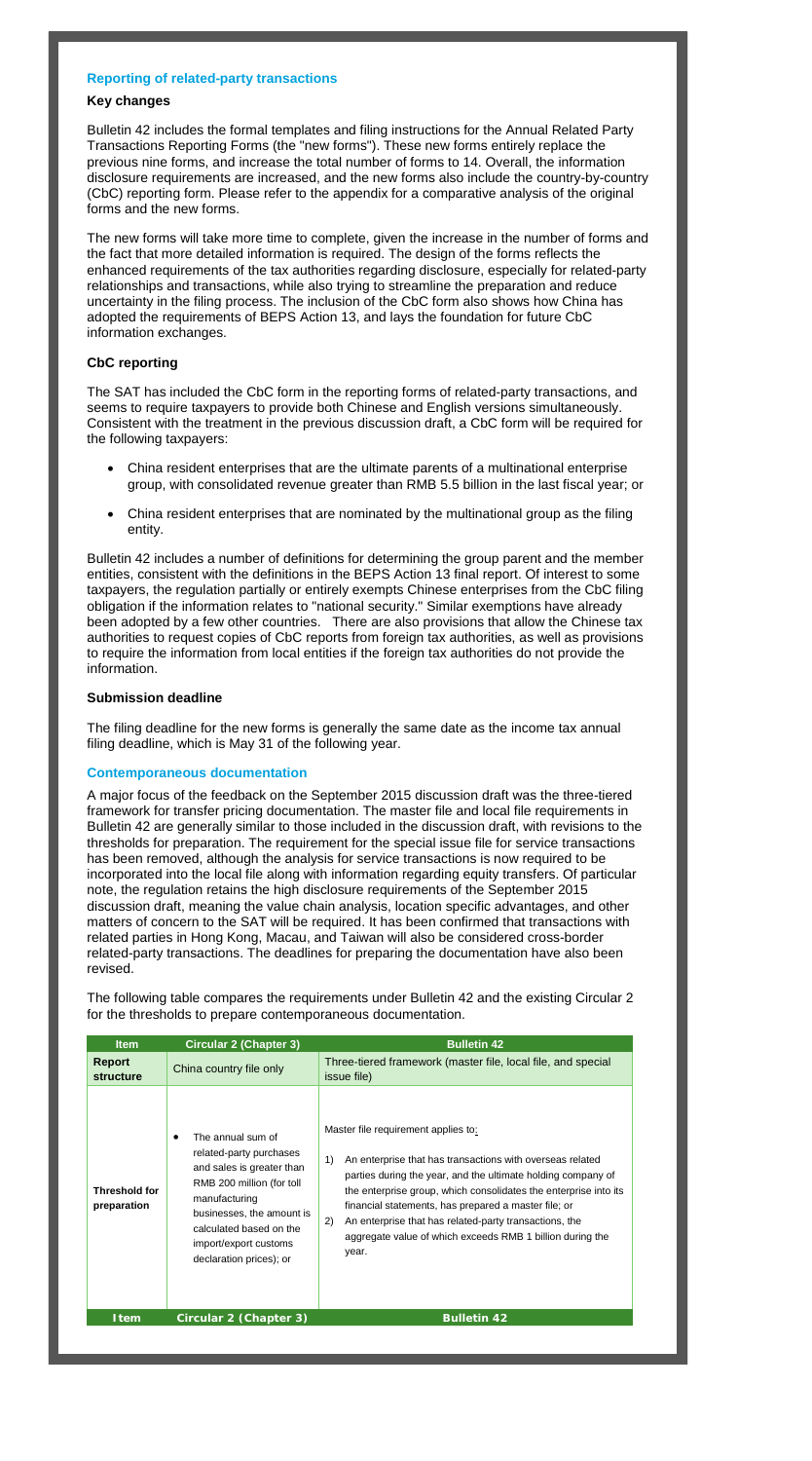### Reporting of related-party transactions

#### Key changes

Bulletin 42 includes the formal templates and filing instructions for the Annual Related Party Transactions Reporting Forms (the "new forms"). These new forms entirely replace the previous nine forms, and increase the total number of forms to 14. Overall, the information disclosure requirements are increased, and the new forms also include the country-by-country (CbC) reporting form. Please refer to the appendix for a comparative analysis of the original forms and the new forms.

The new forms will take more time to complete, given the increase in the number of forms and the fact that more detailed information is required. The design of the forms reflects the enhanced requirements of the tax authorities regarding disclosure, especially for related-party relationships and transactions, while also trying to streamline the preparation and reduce uncertainty in the filing process. The inclusion of the CbC form also shows how China has adopted the requirements of BEPS Action 13, and lays the foundation for future CbC information exchanges.

#### CbC reporting

The SAT has included the CbC form in the reporting forms of related-party transactions, and seems to require taxpayers to provide both Chinese and English versions simultaneously. Consistent with the treatment in the previous discussion draft, a CbC form will be required for the following taxpayers:

- China resident enterprises that are the ultimate parents of a multinational enterprise group, with consolidated revenue greater than RMB 5.5 billion in the last fiscal year; or
- China resident enterprises that are nominated by the multinational group as the filing entity.

Bulletin 42 includes a number of definitions for determining the group parent and the member entities, consistent with the definitions in the BEPS Action 13 final report. Of interest to some taxpayers, the regulation partially or entirely exempts Chinese enterprises from the CbC filing obligation if the information relates to "national security." Similar exemptions have already been adopted by a few other countries. There are also provisions that allow the Chinese tax authorities to request copies of CbC reports from foreign tax authorities, as well as provisions to require the information from local entities if the foreign tax authorities do not provide the information.

#### Submission deadline

The filing deadline for the new forms is generally the same date as the income tax annual filing deadline, which is May 31 of the following year.

### Contemporaneous documentation

A major focus of the feedback on the September 2015 discussion draft was the three-tiered framework for transfer pricing documentation. The master file and local file requirements in Bulletin 42 are generally similar to those included in the discussion draft, with revisions to the thresholds for preparation. The requirement for the special issue file for service transactions has been removed, although the analysis for service transactions is now required to be incorporated into the local file along with information regarding equity transfers. Of particular note, the regulation retains the high disclosure requirements of the September 2015 discussion draft, meaning the value chain analysis, location specific advantages, and other matters of concern to the SAT will be required. It has been confirmed that transactions with related parties in Hong Kong, Macau, and Taiwan will also be considered cross-border related-party transactions. The deadlines for preparing the documentation have also been revised.

The following table compares the requirements under Bulletin 42 and the existing Circular 2 for the thresholds to prepare contemporaneous documentation.

| Item | Circular 2 (Chapter 3) | Bulletin 42 |
|---|---|---|
| **Report structure** | China country file only | Three-tiered framework (master file, local file, and special issue file) |
| **Threshold for preparation** | • The annual sum of related-party purchases and sales is greater than RMB 200 million (for toll manufacturing businesses, the amount is calculated based on the import/export customs declaration prices); or | Master file requirement applies to:<br>1) An enterprise that has transactions with overseas related parties during the year, and the ultimate holding company of the enterprise group, which consolidates the enterprise into its financial statements, has prepared a master file; or<br>2) An enterprise that has related-party transactions, the aggregate value of which exceeds RMB 1 billion during the year. |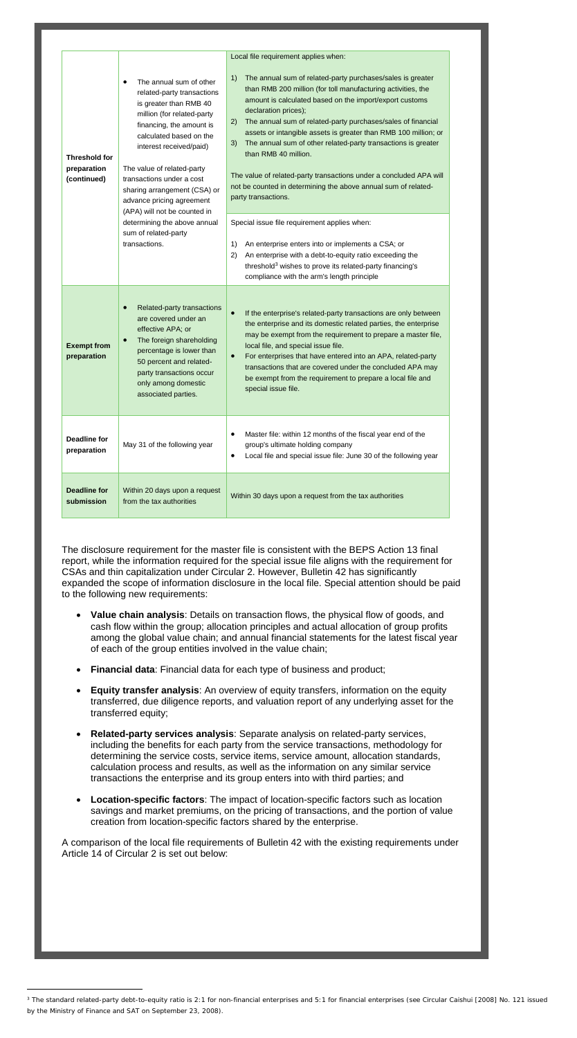| | | |
|---|---|---|
| **Threshold for preparation (continued)** | • The annual sum of other related-party transactions is greater than RMB 40 million (for related-party financing, the amount is calculated based on the interest received/paid)<br><br>The value of related-party transactions under a cost sharing arrangement (CSA) or advance pricing agreement (APA) will not be counted in determining the above annual sum of related-party transactions. | Local file requirement applies when:<br><br>1) The annual sum of related-party purchases/sales is greater than RMB 200 million (for toll manufacturing activities, the amount is calculated based on the import/export customs declaration prices);<br>2) The annual sum of related-party purchases/sales of financial assets or intangible assets is greater than RMB 100 million; or<br>3) The annual sum of other related-party transactions is greater than RMB 40 million.<br><br>The value of related-party transactions under a concluded APA will not be counted in determining the above annual sum of related-party transactions.<br><br>Special issue file requirement applies when:<br><br>1) An enterprise enters into or implements a CSA; or<br>2) An enterprise with a debt-to-equity ratio exceeding the threshold[3] wishes to prove its related-party financing's compliance with the arm's length principle |
| **Exempt from preparation** | • Related-party transactions are covered under an effective APA; or<br>• The foreign shareholding percentage is lower than 50 percent and related-party transactions occur only among domestic associated parties. | • If the enterprise's related-party transactions are only between the enterprise and its domestic related parties, the enterprise may be exempt from the requirement to prepare a master file, local file, and special issue file.<br>• For enterprises that have entered into an APA, related-party transactions that are covered under the concluded APA may be exempt from the requirement to prepare a local file and special issue file. |
| **Deadline for preparation** | May 31 of the following year | • Master file: within 12 months of the fiscal year end of the group's ultimate holding company<br>• Local file and special issue file: June 30 of the following year |
| **Deadline for submission** | Within 20 days upon a request from the tax authorities | Within 30 days upon a request from the tax authorities |

The disclosure requirement for the master file is consistent with the BEPS Action 13 final report, while the information required for the special issue file aligns with the requirement for CSAs and thin capitalization under Circular 2. However, Bulletin 42 has significantly expanded the scope of information disclosure in the local file. Special attention should be paid to the following new requirements:

- **Value chain analysis**: Details on transaction flows, the physical flow of goods, and cash flow within the group; allocation principles and actual allocation of group profits among the global value chain; and annual financial statements for the latest fiscal year of each of the group entities involved in the value chain;
- **Financial data**: Financial data for each type of business and product;
- **Equity transfer analysis**: An overview of equity transfers, information on the equity transferred, due diligence reports, and valuation report of any underlying asset for the transferred equity;
- **Related-party services analysis**: Separate analysis on related-party services, including the benefits for each party from the service transactions, methodology for determining the service costs, service items, service amount, allocation standards, calculation process and results, as well as the information on any similar service transactions the enterprise and its group enters into with third parties; and
- **Location-specific factors**: The impact of location-specific factors such as location savings and market premiums, on the pricing of transactions, and the portion of value creation from location-specific factors shared by the enterprise.

A comparison of the local file requirements of Bulletin 42 with the existing requirements under Article 14 of Circular 2 is set out below:

[3] The standard related-party debt-to-equity ratio is 2:1 for non-financial enterprises and 5:1 for financial enterprises (see Circular Caishui [2008] No. 121 issued by the Ministry of Finance and SAT on September 23, 2008).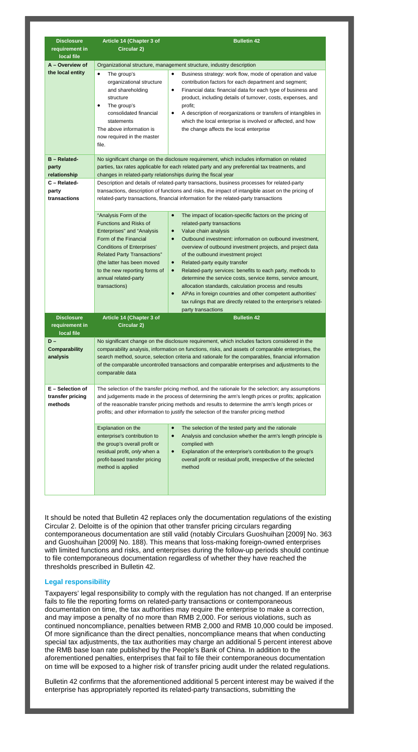| Disclosure requirement in local file | Article 14 (Chapter 3 of Circular 2) | Bulletin 42 |
| --- | --- | --- |
| A – Overview of the local entity | Organizational structure, management structure, industry description | |
| | • The group's organizational structure and shareholding structure<br>• The group's consolidated financial statements<br>The above information is now required in the master file. | • Business strategy: work flow, mode of operation and value contribution factors for each department and segment;<br>• Financial data: financial data for each type of business and product, including details of turnover, costs, expenses, and profit;<br>• A description of reorganizations or transfers of intangibles in which the local enterprise is involved or affected, and how the change affects the local enterprise |
| B – Related-party relationship | No significant change on the disclosure requirement, which includes information on related parties, tax rates applicable for each related party and any preferential tax treatments, and changes in related-party relationships during the fiscal year | |
| C – Related-party transactions | Description and details of related-party transactions, business processes for related-party transactions, description of functions and risks, the impact of intangible asset on the pricing of related-party transactions, financial information for the related-party transactions | |
| | "Analysis Form of the Functions and Risks of Enterprises" and "Analysis Form of the Financial Conditions of Enterprises' Related Party Transactions" (the latter has been moved to the new reporting forms of annual related-party transactions) | • The impact of location-specific factors on the pricing of related-party transactions<br>• Value chain analysis<br>• Outbound investment: information on outbound investment, overview of outbound investment projects, and project data of the outbound investment project<br>• Related-party equity transfer<br>• Related-party services: benefits to each party, methods to determine the service costs, service items, service amount, allocation standards, calculation process and results<br>• APAs in foreign countries and other competent authorities' tax rulings that are directly related to the enterprise's related-party transactions |
| D – Comparability analysis | No significant change on the disclosure requirement, which includes factors considered in the comparability analysis, information on functions, risks, and assets of comparable enterprises, the search method, source, selection criteria and rationale for the comparables, financial information of the comparable uncontrolled transactions and comparable enterprises and adjustments to the comparable data | |
| E – Selection of transfer pricing methods | The selection of the transfer pricing method, and the rationale for the selection; any assumptions and judgements made in the process of determining the arm's length prices or profits; application of the reasonable transfer pricing methods and results to determine the arm's length prices or profits; and other information to justify the selection of the transfer pricing method | |
| | Explanation on the enterprise's contribution to the group's overall profit or residual profit, *only* when a profit-based transfer pricing method is applied | • The selection of the tested party and the rationale<br>• Analysis and conclusion whether the arm's length principle is complied with<br>• Explanation of the enterprise's contribution to the group's overall profit or residual profit, irrespective of the selected method |

It should be noted that Bulletin 42 replaces only the documentation regulations of the existing Circular 2. Deloitte is of the opinion that other transfer pricing circulars regarding contemporaneous documentation are still valid (notably Circulars Guoshuihan [2009] No. 363 and Guoshuihan [2009] No. 188). This means that loss-making foreign-owned enterprises with limited functions and risks, and enterprises during the follow-up periods should continue to file contemporaneous documentation regardless of whether they have reached the thresholds prescribed in Bulletin 42.

### Legal responsibility

Taxpayers' legal responsibility to comply with the regulation has not changed. If an enterprise fails to file the reporting forms on related-party transactions or contemporaneous documentation on time, the tax authorities may require the enterprise to make a correction, and may impose a penalty of no more than RMB 2,000. For serious violations, such as continued noncompliance, penalties between RMB 2,000 and RMB 10,000 could be imposed. Of more significance than the direct penalties, noncompliance means that when conducting special tax adjustments, the tax authorities may charge an additional 5 percent interest above the RMB base loan rate published by the People's Bank of China. In addition to the aforementioned penalties, enterprises that fail to file their contemporaneous documentation on time will be exposed to a higher risk of transfer pricing audit under the related regulations.

Bulletin 42 confirms that the aforementioned additional 5 percent interest may be waived if the enterprise has appropriately reported its related-party transactions, submitting the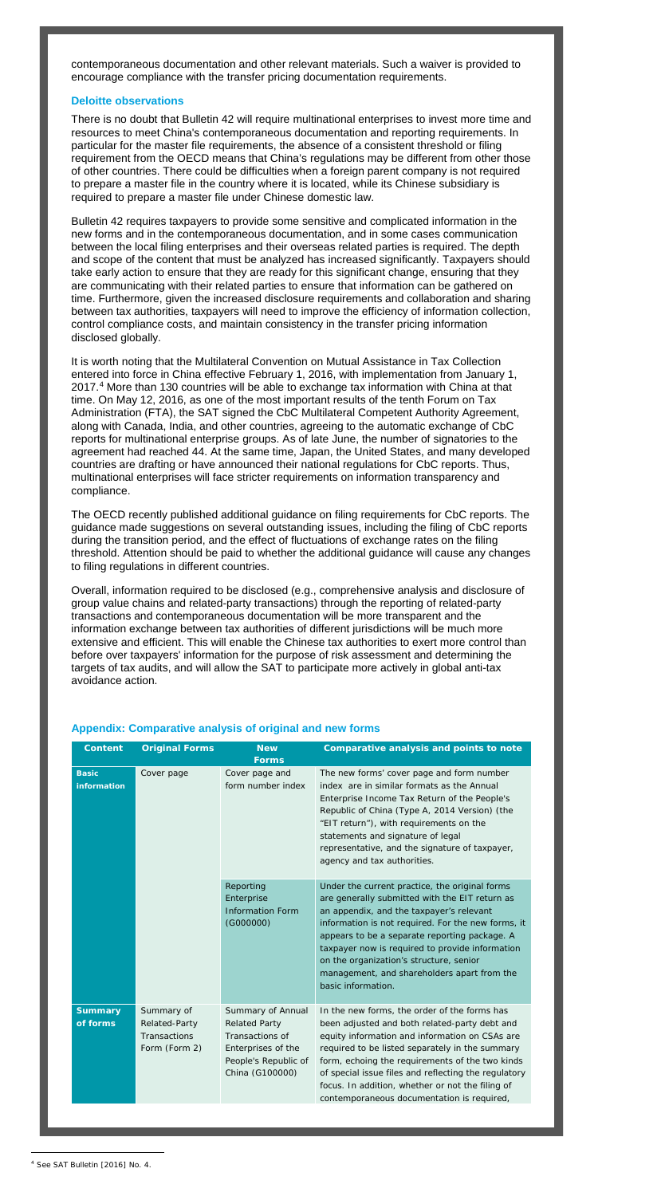contemporaneous documentation and other relevant materials. Such a waiver is provided to encourage compliance with the transfer pricing documentation requirements.

### Deloitte observations

There is no doubt that Bulletin 42 will require multinational enterprises to invest more time and resources to meet China's contemporaneous documentation and reporting requirements. In particular for the master file requirements, the absence of a consistent threshold or filing requirement from the OECD means that China's regulations may be different from other those of other countries. There could be difficulties when a foreign parent company is not required to prepare a master file in the country where it is located, while its Chinese subsidiary is required to prepare a master file under Chinese domestic law.

Bulletin 42 requires taxpayers to provide some sensitive and complicated information in the new forms and in the contemporaneous documentation, and in some cases communication between the local filing enterprises and their overseas related parties is required. The depth and scope of the content that must be analyzed has increased significantly. Taxpayers should take early action to ensure that they are ready for this significant change, ensuring that they are communicating with their related parties to ensure that information can be gathered on time. Furthermore, given the increased disclosure requirements and collaboration and sharing between tax authorities, taxpayers will need to improve the efficiency of information collection, control compliance costs, and maintain consistency in the transfer pricing information disclosed globally.

It is worth noting that the Multilateral Convention on Mutual Assistance in Tax Collection entered into force in China effective February 1, 2016, with implementation from January 1, 2017.[4] More than 130 countries will be able to exchange tax information with China at that time. On May 12, 2016, as one of the most important results of the tenth Forum on Tax Administration (FTA), the SAT signed the CbC Multilateral Competent Authority Agreement, along with Canada, India, and other countries, agreeing to the automatic exchange of CbC reports for multinational enterprise groups. As of late June, the number of signatories to the agreement had reached 44. At the same time, Japan, the United States, and many developed countries are drafting or have announced their national regulations for CbC reports. Thus, multinational enterprises will face stricter requirements on information transparency and compliance.

The OECD recently published additional guidance on filing requirements for CbC reports. The guidance made suggestions on several outstanding issues, including the filing of CbC reports during the transition period, and the effect of fluctuations of exchange rates on the filing threshold. Attention should be paid to whether the additional guidance will cause any changes to filing regulations in different countries.

Overall, information required to be disclosed (e.g., comprehensive analysis and disclosure of group value chains and related-party transactions) through the reporting of related-party transactions and contemporaneous documentation will be more transparent and the information exchange between tax authorities of different jurisdictions will be much more extensive and efficient. This will enable the Chinese tax authorities to exert more control than before over taxpayers' information for the purpose of risk assessment and determining the targets of tax audits, and will allow the SAT to participate more actively in global anti-tax avoidance action.

### Appendix: Comparative analysis of original and new forms

| Content | Original Forms | New Forms | Comparative analysis and points to note |
|---|---|---|---|
| **Basic information** | Cover page | Cover page and form number index | The new forms' cover page and form number index are in similar formats as the Annual Enterprise Income Tax Return of the People's Republic of China (Type A, 2014 Version) (the "EIT return"), with requirements on the statements and signature of legal representative, and the signature of taxpayer, agency and tax authorities. |
| | | Reporting Enterprise Information Form (G000000) | Under the current practice, the original forms are generally submitted with the EIT return as an appendix, and the taxpayer's relevant information is not required. For the new forms, it appears to be a separate reporting package. A taxpayer now is required to provide information on the organization's structure, senior management, and shareholders apart from the basic information. |
| **Summary of forms** | Summary of Related-Party Transactions Form (Form 2) | Summary of Annual Related Party Transactions of Enterprises of the People's Republic of China (G100000) | In the new forms, the order of the forms has been adjusted and both related-party debt and equity information and information on CSAs are required to be listed separately in the summary form, echoing the requirements of the two kinds of special issue files and reflecting the regulatory focus. In addition, whether or not the filing of contemporaneous documentation is required, |

[4] See SAT Bulletin [2016] No. 4.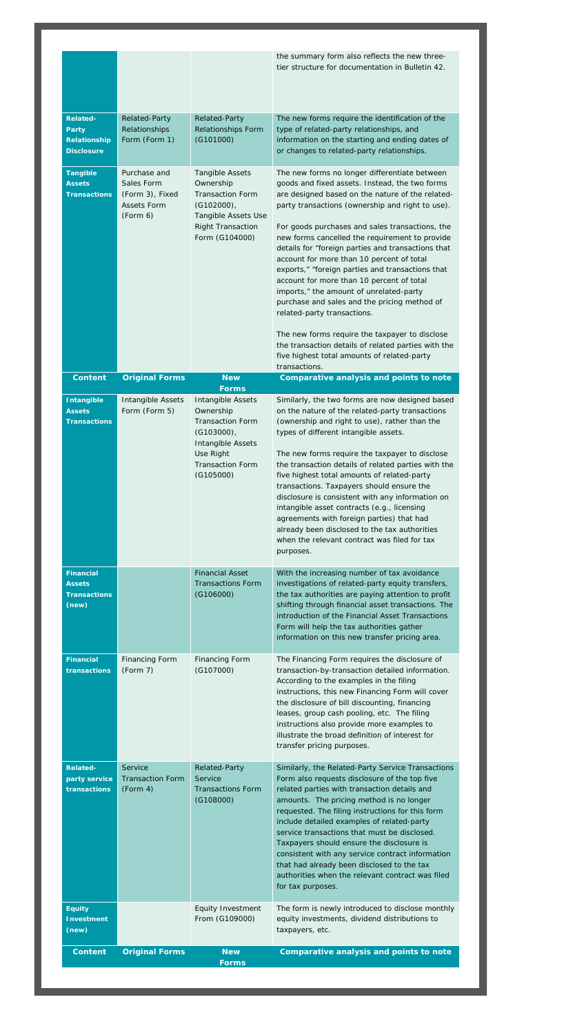| | | | the summary form also reflects the new three-tier structure for documentation in Bulletin 42. |
|---|---|---|---|
| **Related-Party Relationship Disclosure** | Related-Party Relationships Form (Form 1) | Related-Party Relationships Form (G101000) | The new forms require the identification of the type of related-party relationships, and information on the starting and ending dates of or changes to related-party relationships. |
| **Tangible Assets Transactions** | Purchase and Sales Form (Form 3), Fixed Assets Form (Form 6) | Tangible Assets Ownership Transaction Form (G102000), Tangible Assets Use Right Transaction Form (G104000) | The new forms no longer differentiate between goods and fixed assets. Instead, the two forms are designed based on the nature of the related-party transactions (ownership and right to use).<br><br>For goods purchases and sales transactions, the new forms cancelled the requirement to provide details for "foreign parties and transactions that account for more than 10 percent of total exports," "foreign parties and transactions that account for more than 10 percent of total imports," the amount of unrelated-party purchase and sales and the pricing method of related-party transactions.<br><br>The new forms require the taxpayer to disclose the transaction details of related parties with the five highest total amounts of related-party transactions. |

| Content | Original Forms | New Forms | Comparative analysis and points to note |
|---|---|---|---|
| **Intangible Assets Transactions** | Intangible Assets Form (Form 5) | Intangible Assets Ownership Transaction Form (G103000), Intangible Assets Use Right Transaction Form (G105000) | Similarly, the two forms are now designed based on the nature of the related-party transactions (ownership and right to use), rather than the types of different intangible assets.<br><br>The new forms require the taxpayer to disclose the transaction details of related parties with the five highest total amounts of related-party transactions. Taxpayers should ensure the disclosure is consistent with any information on intangible asset contracts (e.g., licensing agreements with foreign parties) that had already been disclosed to the tax authorities when the relevant contract was filed for tax purposes. |
| **Financial Assets Transactions (new)** | | Financial Asset Transactions Form (G106000) | With the increasing number of tax avoidance investigations of related-party equity transfers, the tax authorities are paying attention to profit shifting through financial asset transactions. The introduction of the Financial Asset Transactions Form will help the tax authorities gather information on this new transfer pricing area. |
| **Financial transactions** | Financing Form (Form 7) | Financing Form (G107000) | The Financing Form requires the disclosure of transaction-by-transaction detailed information. According to the examples in the filing instructions, this new Financing Form will cover the disclosure of bill discounting, financing leases, group cash pooling, etc. The filing instructions also provide more examples to illustrate the broad definition of interest for transfer pricing purposes. |
| **Related-party service transactions** | Service Transaction Form (Form 4) | Related-Party Service Transactions Form (G108000) | Similarly, the Related-Party Service Transactions Form also requests disclosure of the top five related parties with transaction details and amounts. The pricing method is no longer requested. The filing instructions for this form include detailed examples of related-party service transactions that must be disclosed. Taxpayers should ensure the disclosure is consistent with any service contract information that had already been disclosed to the tax authorities when the relevant contract was filed for tax purposes. |
| **Equity Investment (new)** | | Equity Investment From (G109000) | The form is newly introduced to disclose monthly equity investments, dividend distributions to taxpayers, etc. |
| **Content** | **Original Forms** | **New Forms** | **Comparative analysis and points to note** |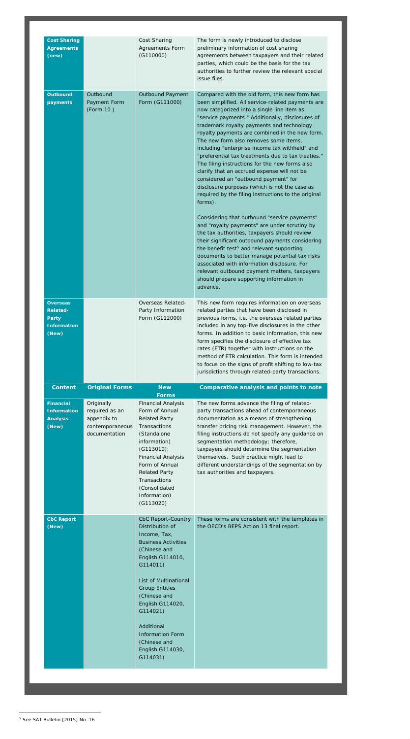| Content | Original Forms | New Forms | Comparative analysis and points to note |
|---|---|---|---|
| **Cost Sharing Agreements (new)** | | Cost Sharing Agreements Form (G110000) | The form is newly introduced to disclose preliminary information of cost sharing agreements between taxpayers and their related parties, which could be the basis for the tax authorities to further review the relevant special issue files. |
| **Outbound payments** | Outbound Payment Form (Form 10 ) | Outbound Payment Form (G111000) | Compared with the old form, this new form has been simplified. All service-related payments are now categorized into a single line item as "service payments." Additionally, disclosures of trademark royalty payments and technology royalty payments are combined in the new form. The new form also removes some items, including "enterprise income tax withheld" and "preferential tax treatments due to tax treaties." The filing instructions for the new forms also clarify that an accrued expense will not be considered an "outbound payment" for disclosure purposes (which is not the case as required by the filing instructions to the original forms).<br><br>Considering that outbound "service payments" and "royalty payments" are under scrutiny by the tax authorities, taxpayers should review their significant outbound payments considering the benefit test[5] and relevant supporting documents to better manage potential tax risks associated with information disclosure. For relevant outbound payment matters, taxpayers should prepare supporting information in advance. |
| **Overseas Related-Party Information (New)** | | Overseas Related-Party Information Form (G112000) | This new form requires information on overseas related parties that have been disclosed in previous forms, i.e. the overseas related parties included in any top-five disclosures in the other forms. In addition to basic information, this new form specifies the disclosure of effective tax rates (ETR) together with instructions on the method of ETR calculation. This form is intended to focus on the signs of profit shifting to low-tax jurisdictions through related-party transactions. |
| **Financial Information Analysis (New)** | Originally required as an appendix to contemporaneous documentation | Financial Analysis Form of Annual Related Party Transactions (Standalone information) (G113010);<br>Financial Analysis Form of Annual Related Party Transactions (Consolidated Information) (G113020) | The new forms advance the filing of related-party transactions ahead of contemporaneous documentation as a means of strengthening transfer pricing risk management. However, the filing instructions do not specify any guidance on segmentation methodology; therefore, taxpayers should determine the segmentation themselves. Such practice might lead to different understandings of the segmentation by tax authorities and taxpayers. |
| **CbC Report (New)** | | CbC Report-Country Distribution of Income, Tax, Business Activities (Chinese and English G114010, G114011)<br><br>List of Multinational Group Entities (Chinese and English G114020, G114021)<br><br>Additional Information Form (Chinese and English G114030, G114031) | These forms are consistent with the templates in the OECD's BEPS Action 13 final report. |

[5] See SAT Bulletin [2015] No. 16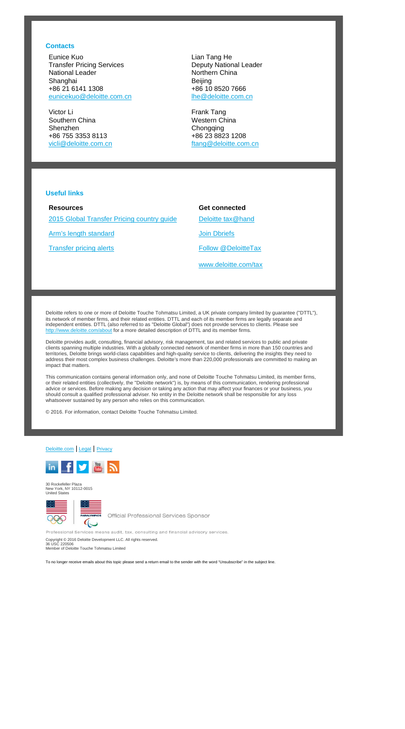### Contacts

Eunice Kuo
Transfer Pricing Services
National Leader
Shanghai
+86 21 6141 1308
eunicekuo@deloitte.com.cn

Lian Tang He
Deputy National Leader
Northern China
Beijing
+86 10 8520 7666
lhe@deloitte.com.cn

Victor Li
Southern China
Shenzhen
+86 755 3353 8113
vicli@deloitte.com.cn

Frank Tang
Western China
Chongqing
+86 23 8823 1208
ftang@deloitte.com.cn

### Useful links

**Resources**

2015 Global Transfer Pricing country guide

Arm's length standard

Transfer pricing alerts

**Get connected**

Deloitte tax@hand

Join Dbriefs

Follow @DeloitteTax

www.deloitte.com/tax

Deloitte refers to one or more of Deloitte Touche Tohmatsu Limited, a UK private company limited by guarantee ("DTTL"), its network of member firms, and their related entities. DTTL and each of its member firms are legally separate and independent entities. DTTL (also referred to as "Deloitte Global") does not provide services to clients. Please see http://www.deloitte.com/about for a more detailed description of DTTL and its member firms.

Deloitte provides audit, consulting, financial advisory, risk management, tax and related services to public and private clients spanning multiple industries. With a globally connected network of member firms in more than 150 countries and territories, Deloitte brings world-class capabilities and high-quality service to clients, delivering the insights they need to address their most complex business challenges. Deloitte's more than 220,000 professionals are committed to making an impact that matters.

This communication contains general information only, and none of Deloitte Touche Tohmatsu Limited, its member firms, or their related entities (collectively, the "Deloitte network") is, by means of this communication, rendering professional advice or services. Before making any decision or taking any action that may affect your finances or your business, you should consult a qualified professional adviser. No entity in the Deloitte network shall be responsible for any loss whatsoever sustained by any person who relies on this communication.

© 2016. For information, contact Deloitte Touche Tohmatsu Limited.

Deloitte.com | Legal | Privacy

30 Rockefeller Plaza
New York, NY 10112-0015
United States

Official Professional Services Sponsor

Professional Services means audit, tax, consulting and financial advisory services.

Copyright © 2016 Deloitte Development LLC. All rights reserved.
36 USC 220506
Member of Deloitte Touche Tohmatsu Limited

To no longer receive emails about this topic please send a return email to the sender with the word "Unsubscribe" in the subject line.